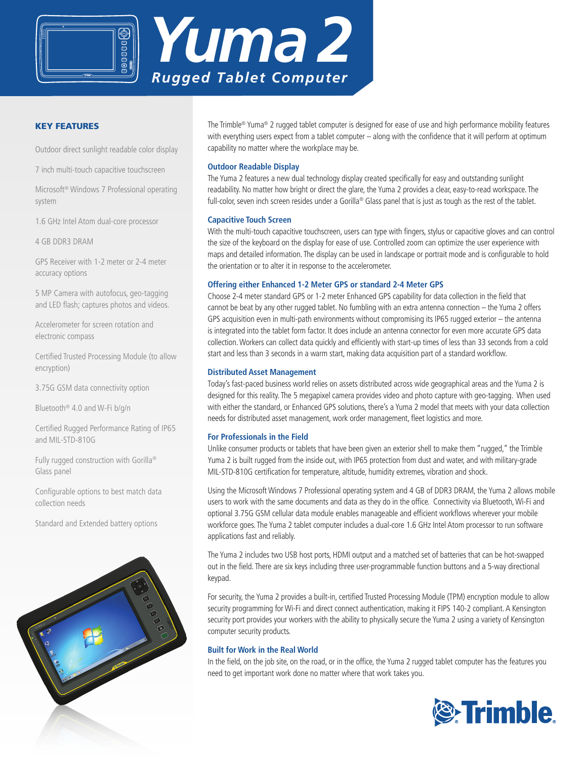# Yuma 2

## Rugged Tablet Computer

### KEY FEATURES

Outdoor direct sunlight readable color display

7 inch multi-touch capacitive touchscreen

Microsoft® Windows 7 Professional operating system

1.6 GHz Intel Atom dual-core processor

4 GB DDR3 DRAM

GPS Receiver with 1-2 meter or 2-4 meter accuracy options

5 MP Camera with autofocus, geo-tagging and LED flash; captures photos and videos.

Accelerometer for screen rotation and electronic compass

Certified Trusted Processing Module (to allow encryption)

3.75G GSM data connectivity option

Bluetooth® 4.0 and W-Fi b/g/n

Certified Rugged Performance Rating of IP65 and MIL-STD-810G

Fully rugged construction with Gorilla® Glass panel

Configurable options to best match data collection needs

Standard and Extended battery options

The Trimble® Yuma® 2 rugged tablet computer is designed for ease of use and high performance mobility features with everything users expect from a tablet computer – along with the confidence that it will perform at optimum capability no matter where the workplace may be.

### Outdoor Readable Display

The Yuma 2 features a new dual technology display created specifically for easy and outstanding sunlight readability. No matter how bright or direct the glare, the Yuma 2 provides a clear, easy-to-read workspace. The full-color, seven inch screen resides under a Gorilla® Glass panel that is just as tough as the rest of the tablet.

### Capacitive Touch Screen

With the multi-touch capacitive touchscreen, users can type with fingers, stylus or capacitive gloves and can control the size of the keyboard on the display for ease of use. Controlled zoom can optimize the user experience with maps and detailed information. The display can be used in landscape or portrait mode and is configurable to hold the orientation or to alter it in response to the accelerometer.

### Offering either Enhanced 1-2 Meter GPS or standard 2-4 Meter GPS

Choose 2-4 meter standard GPS or 1-2 meter Enhanced GPS capability for data collection in the field that cannot be beat by any other rugged tablet. No fumbling with an extra antenna connection – the Yuma 2 offers GPS acquisition even in multi-path environments without compromising its IP65 rugged exterior – the antenna is integrated into the tablet form factor. It does include an antenna connector for even more accurate GPS data collection. Workers can collect data quickly and efficiently with start-up times of less than 33 seconds from a cold start and less than 3 seconds in a warm start, making data acquisition part of a standard workflow.

### Distributed Asset Management

Today's fast-paced business world relies on assets distributed across wide geographical areas and the Yuma 2 is designed for this reality. The 5 megapixel camera provides video and photo capture with geo-tagging. When used with either the standard, or Enhanced GPS solutions, there's a Yuma 2 model that meets with your data collection needs for distributed asset management, work order management, fleet logistics and more.

### For Professionals in the Field

Unlike consumer products or tablets that have been given an exterior shell to make them "rugged," the Trimble Yuma 2 is built rugged from the inside out, with IP65 protection from dust and water, and with military-grade MIL-STD-810G certification for temperature, altitude, humidity extremes, vibration and shock.

Using the Microsoft Windows 7 Professional operating system and 4 GB of DDR3 DRAM, the Yuma 2 allows mobile users to work with the same documents and data as they do in the office. Connectivity via Bluetooth, Wi-Fi and optional 3.75G GSM cellular data module enables manageable and efficient workflows wherever your mobile workforce goes. The Yuma 2 tablet computer includes a dual-core 1.6 GHz Intel Atom processor to run software applications fast and reliably.

The Yuma 2 includes two USB host ports, HDMI output and a matched set of batteries that can be hot-swapped out in the field. There are six keys including three user-programmable function buttons and a 5-way directional keypad.

For security, the Yuma 2 provides a built-in, certified Trusted Processing Module (TPM) encryption module to allow security programming for Wi-Fi and direct connect authentication, making it FIPS 140-2 compliant. A Kensington security port provides your workers with the ability to physically secure the Yuma 2 using a variety of Kensington computer security products.

### Built for Work in the Real World

In the field, on the job site, on the road, or in the office, the Yuma 2 rugged tablet computer has the features you need to get important work done no matter where that work takes you.

Trimble.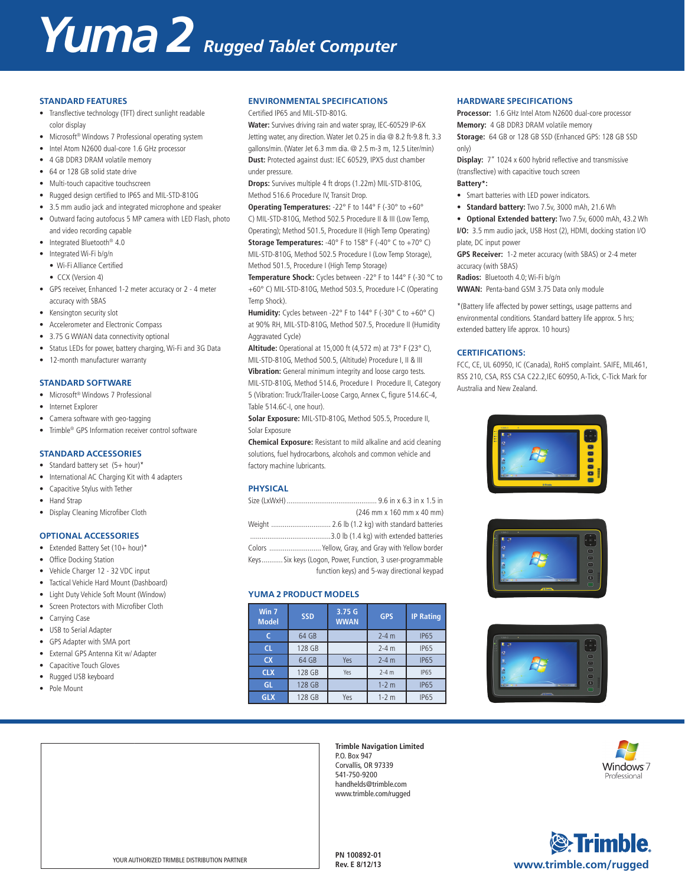# Yuma 2 *Rugged Tablet Computer*

## STANDARD FEATURES

- Transflective technology (TFT) direct sunlight readable color display
- Microsoft® Windows 7 Professional operating system
- Intel Atom N2600 dual-core 1.6 GHz processor
- 4 GB DDR3 DRAM volatile memory
- 64 or 128 GB solid state drive
- Multi-touch capacitive touchscreen
- Rugged design certified to IP65 and MIL-STD-810G
- 3.5 mm audio jack and integrated microphone and speaker
- Outward facing autofocus 5 MP camera with LED Flash, photo and video recording capable
- Integrated Bluetooth® 4.0
- Integrated Wi-Fi b/g/n
  - Wi-Fi Alliance Certified
  - CCX (Version 4)
- GPS receiver, Enhanced 1-2 meter accuracy or 2 - 4 meter accuracy with SBAS
- Kensington security slot
- Accelerometer and Electronic Compass
- 3.75 G WWAN data connectivity optional
- Status LEDs for power, battery charging, Wi-Fi and 3G Data
- 12-month manufacturer warranty

## STANDARD SOFTWARE

- Microsoft® Windows 7 Professional
- Internet Explorer
- Camera software with geo-tagging
- Trimble® GPS Information receiver control software

## STANDARD ACCESSORIES

- Standard battery set (5+ hour)*
- International AC Charging Kit with 4 adapters
- Capacitive Stylus with Tether
- Hand Strap
- Display Cleaning Microfiber Cloth

## OPTIONAL ACCESSORIES

- Extended Battery Set (10+ hour)*
- Office Docking Station
- Vehicle Charger 12 - 32 VDC input
- Tactical Vehicle Hard Mount (Dashboard)
- Light Duty Vehicle Soft Mount (Window)
- Screen Protectors with Microfiber Cloth
- Carrying Case
- USB to Serial Adapter
- GPS Adapter with SMA port
- External GPS Antenna Kit w/ Adapter
- Capacitive Touch Gloves
- Rugged USB keyboard
- Pole Mount

## ENVIRONMENTAL SPECIFICATIONS

Certified IP65 and MIL-STD-801G.

**Water:** Survives driving rain and water spray, IEC-60529 IP-6X Jetting water, any direction. Water Jet 0.25 in dia @ 8.2 ft-9.8 ft. 3.3 gallons/min. (Water Jet 6.3 mm dia. @ 2.5 m-3 m, 12.5 Liter/min)

**Dust:** Protected against dust: IEC 60529, IPX5 dust chamber under pressure.

**Drops:** Survives multiple 4 ft drops (1.22m) MIL-STD-810G, Method 516.6 Procedure IV, Transit Drop.

**Operating Temperatures:** -22° F to 144° F (-30° to +60° C) MIL-STD-810G, Method 502.5 Procedure II & III (Low Temp, Operating); Method 501.5, Procedure II (High Temp Operating)

**Storage Temperatures:** -40° F to 158° F (-40° C to +70° C) MIL-STD-810G, Method 502.5 Procedure I (Low Temp Storage), Method 501.5, Procedure I (High Temp Storage)

**Temperature Shock:** Cycles between -22° F to 144° F (-30 °C to +60° C) MIL-STD-810G, Method 503.5, Procedure I-C (Operating Temp Shock).

**Humidity:** Cycles between -22° F to 144° F (-30° C to +60° C) at 90% RH, MIL-STD-810G, Method 507.5, Procedure II (Humidity Aggravated Cycle)

**Altitude:** Operational at 15,000 ft (4,572 m) at 73° F (23° C), MIL-STD-810G, Method 500.5, (Altitude) Procedure I, II & III

**Vibration:** General minimum integrity and loose cargo tests. MIL-STD-810G, Method 514.6, Procedure I Procedure II, Category 5 (Vibration: Truck/Trailer-Loose Cargo, Annex C, figure 514.6C-4, Table 514.6C-I, one hour).

**Solar Exposure:** MIL-STD-810G, Method 505.5, Procedure II, Solar Exposure

**Chemical Exposure:** Resistant to mild alkaline and acid cleaning solutions, fuel hydrocarbons, alcohols and common vehicle and factory machine lubricants.

## PHYSICAL

Size (LxWxH) ................................................ 9.6 in x 6.3 in x 1.5 in (246 mm x 160 mm x 40 mm)

Weight ............................... 2.6 lb (1.2 kg) with standard batteries
.........................................3.0 lb (1.4 kg) with extended batteries

Colors ........................... Yellow, Gray, and Gray with Yellow border

Keys...........Six keys (Logon, Power, Function, 3 user-programmable function keys) and 5-way directional keypad

## YUMA 2 PRODUCT MODELS

| Win 7 Model | SSD | 3.75 G WWAN | GPS | IP Rating |
|---|---|---|---|---|
| C | 64 GB | | 2-4 m | IP65 |
| CL | 128 GB | | 2-4 m | IP65 |
| CX | 64 GB | Yes | 2-4 m | IP65 |
| CLX | 128 GB | Yes | 2-4 m | IP65 |
| GL | 128 GB | | 1-2 m | IP65 |
| GLX | 128 GB | Yes | 1-2 m | IP65 |

## HARDWARE SPECIFICATIONS

**Processor:** 1.6 GHz Intel Atom N2600 dual-core processor

**Memory:** 4 GB DDR3 DRAM volatile memory

**Storage:** 64 GB or 128 GB SSD (Enhanced GPS: 128 GB SSD only)

**Display:** 7" 1024 x 600 hybrid reflective and transmissive (transflective) with capacitive touch screen

**Battery*:**

- Smart batteries with LED power indicators.
- **Standard battery:** Two 7.5v, 3000 mAh, 21.6 Wh
- **Optional Extended battery:** Two 7.5v, 6000 mAh, 43.2 Wh

**I/O:** 3.5 mm audio jack, USB Host (2), HDMI, docking station I/O plate, DC input power

**GPS Receiver:** 1-2 meter accuracy (with SBAS) or 2-4 meter accuracy (with SBAS)

**Radios:** Bluetooth 4.0; Wi-Fi b/g/n

**WWAN:** Penta-band GSM 3.75 Data only module

*(Battery life affected by power settings, usage patterns and environmental conditions. Standard battery life approx. 5 hrs; extended battery life approx. 10 hours)

## CERTIFICATIONS:

FCC, CE, UL 60950, IC (Canada), RoHS complaint. SAIFE, MIL461, RSS 210, CSA, RSS CSA C22.2,IEC 60950, A-Tick, C-Tick Mark for Australia and New Zealand.

YOUR AUTHORIZED TRIMBLE DISTRIBUTION PARTNER

**Trimble Navigation Limited**
P.O. Box 947
Corvallis, OR 97339
541-750-9200
handhelds@trimble.com
www.trimble.com/rugged

**PN 100892-01**
**Rev. E 8/12/13**

Windows 7 Professional

Trimble
www.trimble.com/rugged